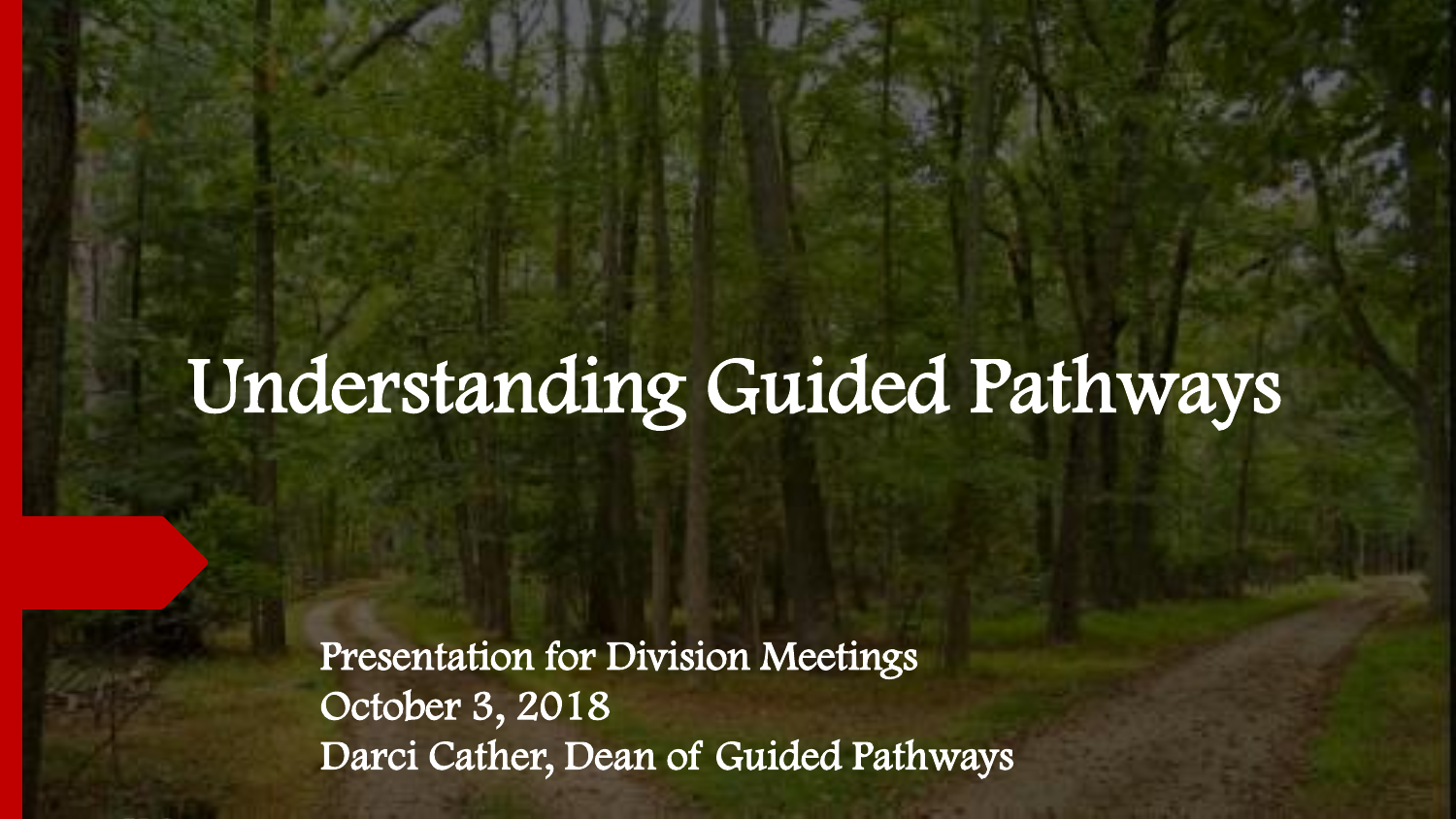# Understanding Guided Pathways

Presentation for Division Meetings
October 3, 2018
Darci Cather, Dean of Guided Pathways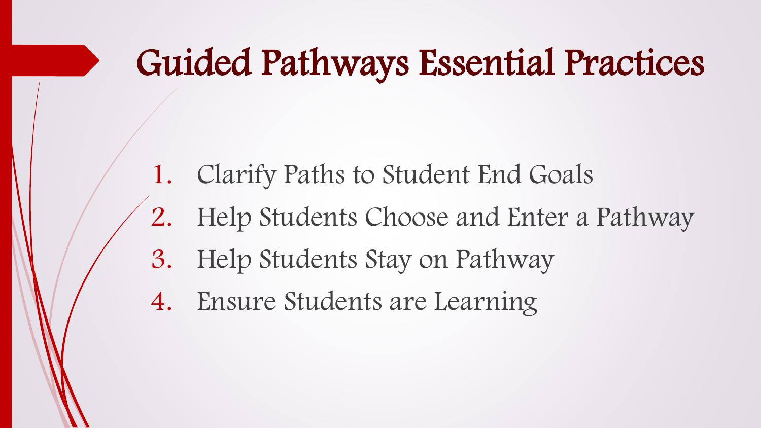# Guided Pathways Essential Practices

1. Clarify Paths to Student End Goals
2. Help Students Choose and Enter a Pathway
3. Help Students Stay on Pathway
4. Ensure Students are Learning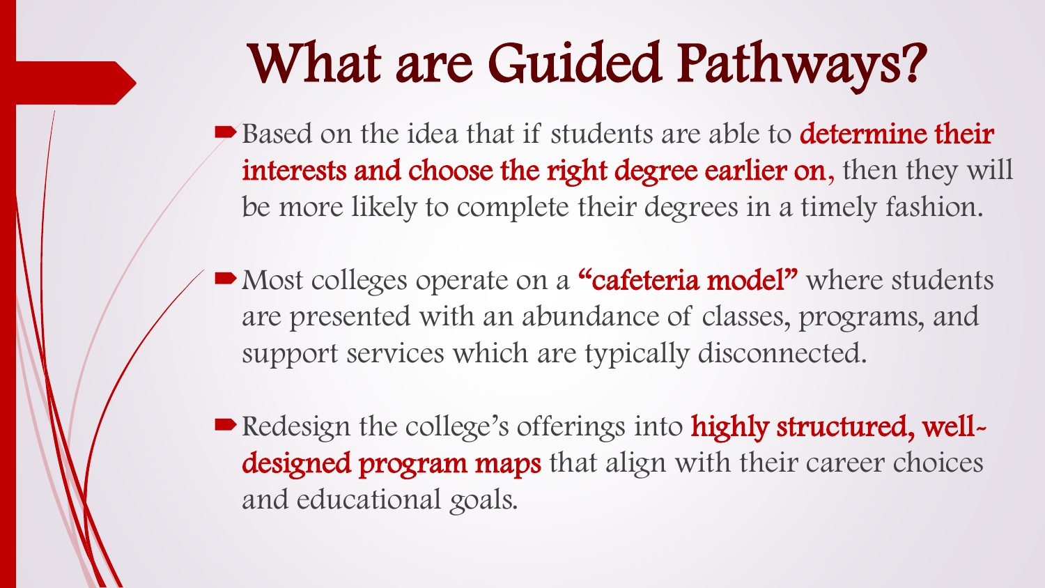# What are Guided Pathways?

- Based on the idea that if students are able to **determine their interests and choose the right degree earlier on**, then they will be more likely to complete their degrees in a timely fashion.
- Most colleges operate on a **"cafeteria model"** where students are presented with an abundance of classes, programs, and support services which are typically disconnected.
- Redesign the college's offerings into **highly structured, well-designed program maps** that align with their career choices and educational goals.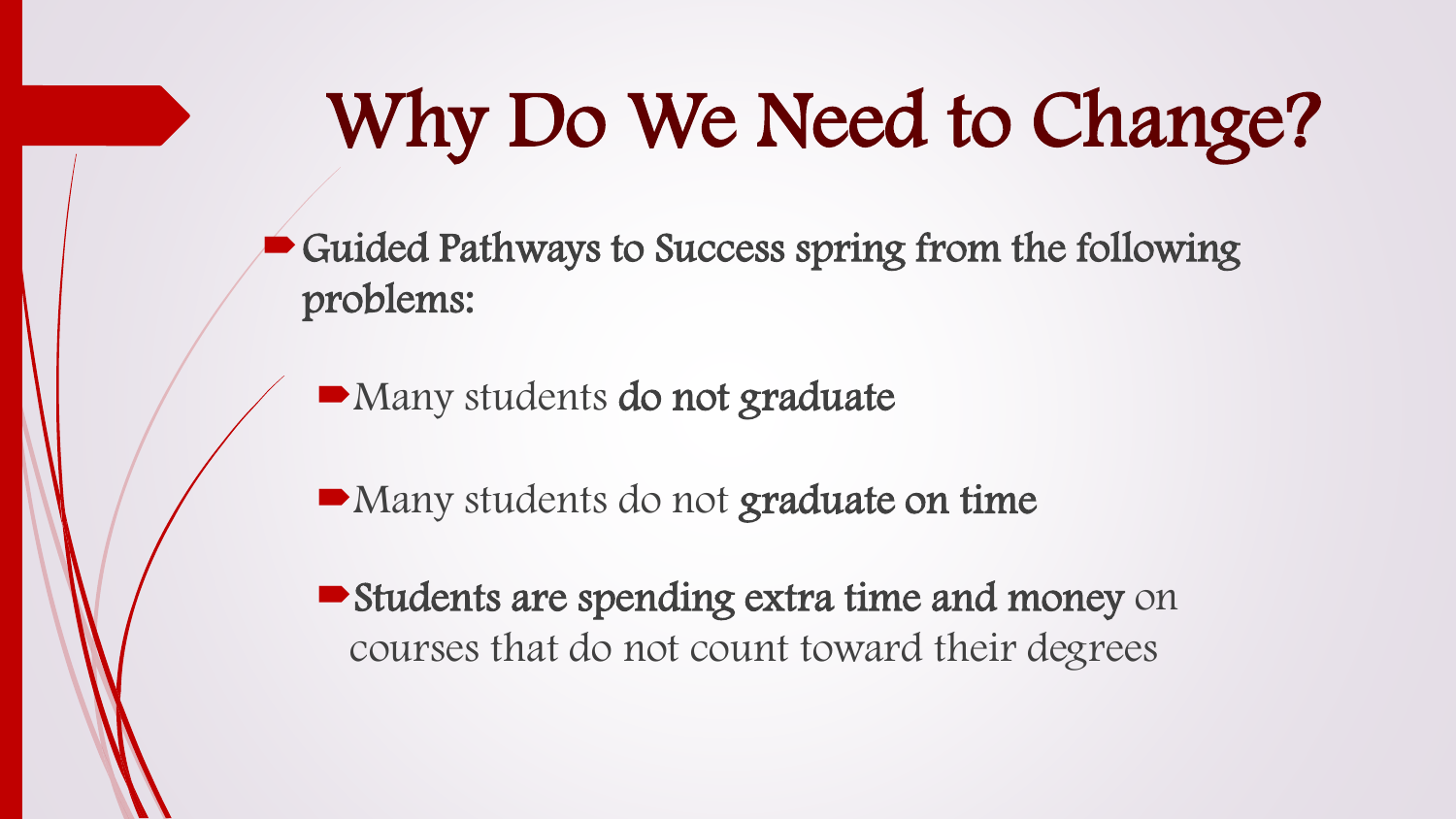# Why Do We Need to Change?

- Guided Pathways to Success spring from the following problems:
  - Many students **do not graduate**
  - Many students do not **graduate on time**
  - **Students are spending extra time and money** on courses that do not count toward their degrees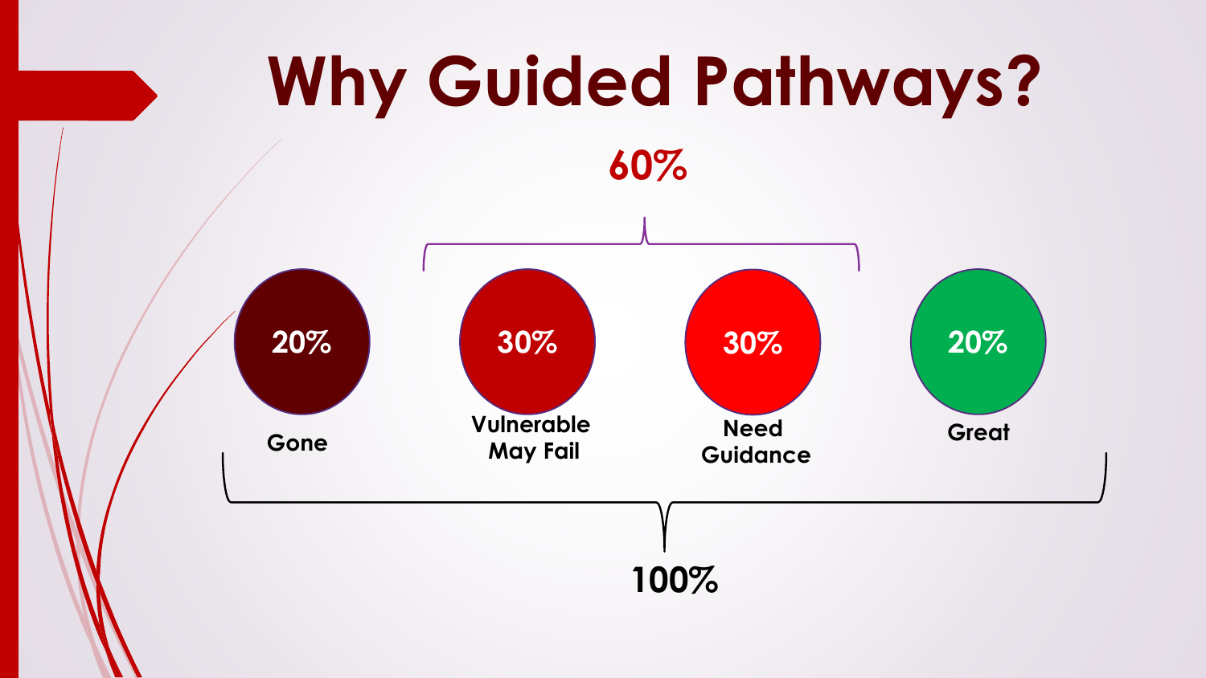# Why Guided Pathways?

60%

20%
Gone

30%
Vulnerable
May Fail

30%
Need
Guidance

20%
Great

100%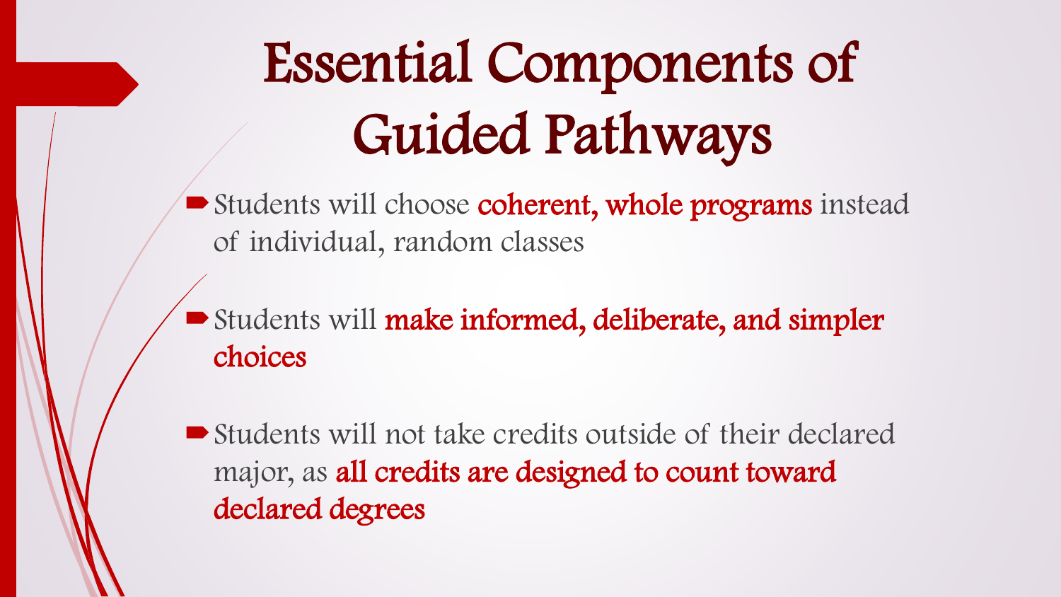# Essential Components of Guided Pathways

- Students will choose **coherent, whole programs** instead of individual, random classes
- Students will **make informed, deliberate, and simpler choices**
- Students will not take credits outside of their declared major, as **all credits are designed to count toward declared degrees**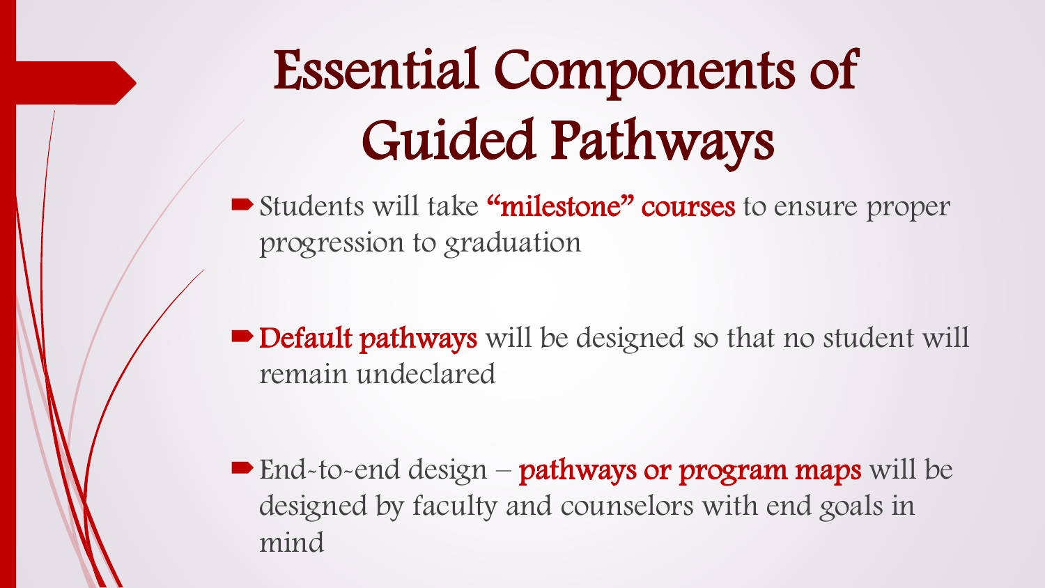# Essential Components of Guided Pathways

- Students will take **"milestone" courses** to ensure proper progression to graduation
- **Default pathways** will be designed so that no student will remain undeclared
- End-to-end design – **pathways or program maps** will be designed by faculty and counselors with end goals in mind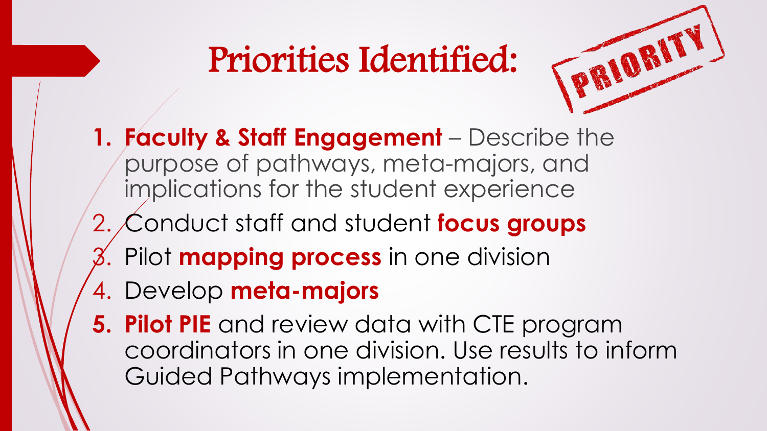# Priorities Identified:

PRIORITY

1. **Faculty & Staff Engagement** – Describe the purpose of pathways, meta-majors, and implications for the student experience
2. Conduct staff and student **focus groups**
3. Pilot **mapping process** in one division
4. Develop **meta-majors**
5. **Pilot PIE** and review data with CTE program coordinators in one division. Use results to inform Guided Pathways implementation.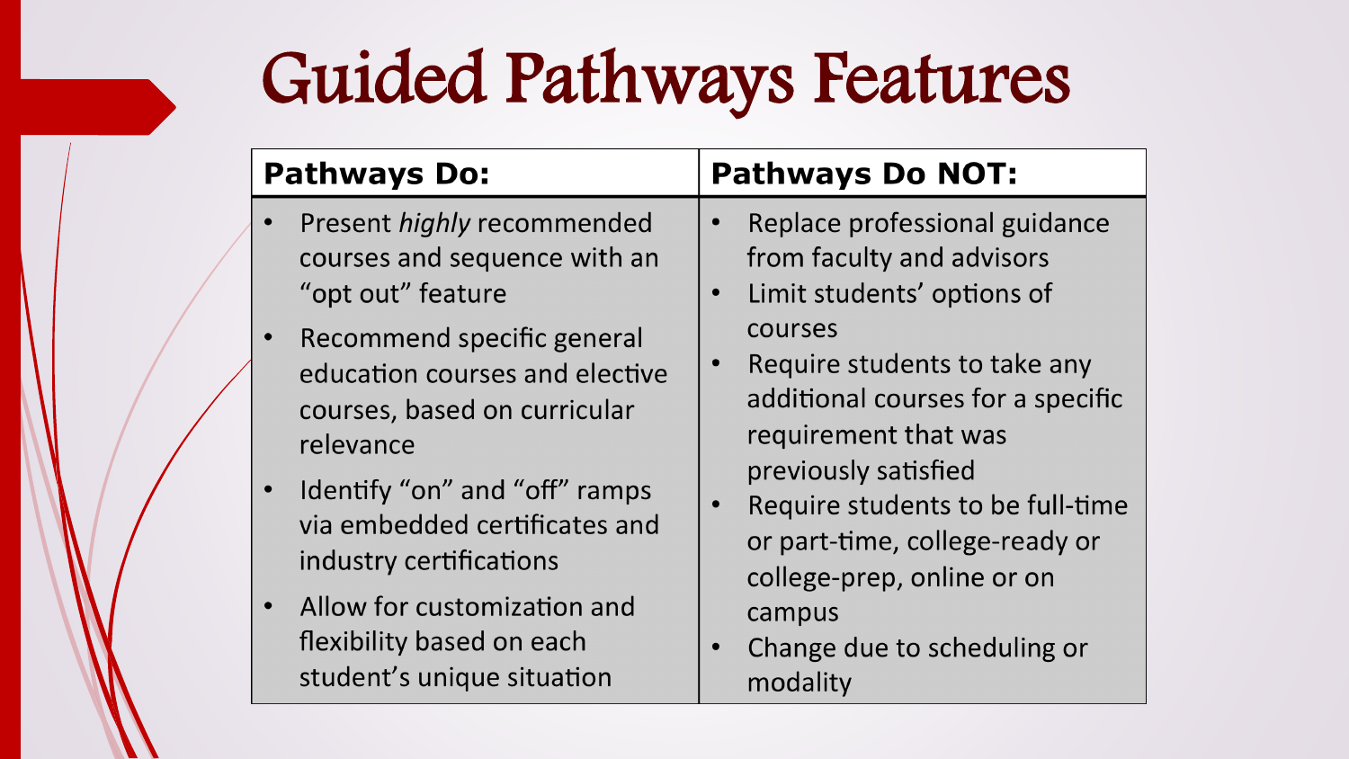# Guided Pathways Features

| Pathways Do: | Pathways Do NOT: |
| --- | --- |
| • Present *highly* recommended courses and sequence with an "opt out" feature<br>• Recommend specific general education courses and elective courses, based on curricular relevance<br>• Identify "on" and "off" ramps via embedded certificates and industry certifications<br>• Allow for customization and flexibility based on each student's unique situation | • Replace professional guidance from faculty and advisors<br>• Limit students' options of courses<br>• Require students to take any additional courses for a specific requirement that was previously satisfied<br>• Require students to be full-time or part-time, college-ready or college-prep, online or on campus<br>• Change due to scheduling or modality |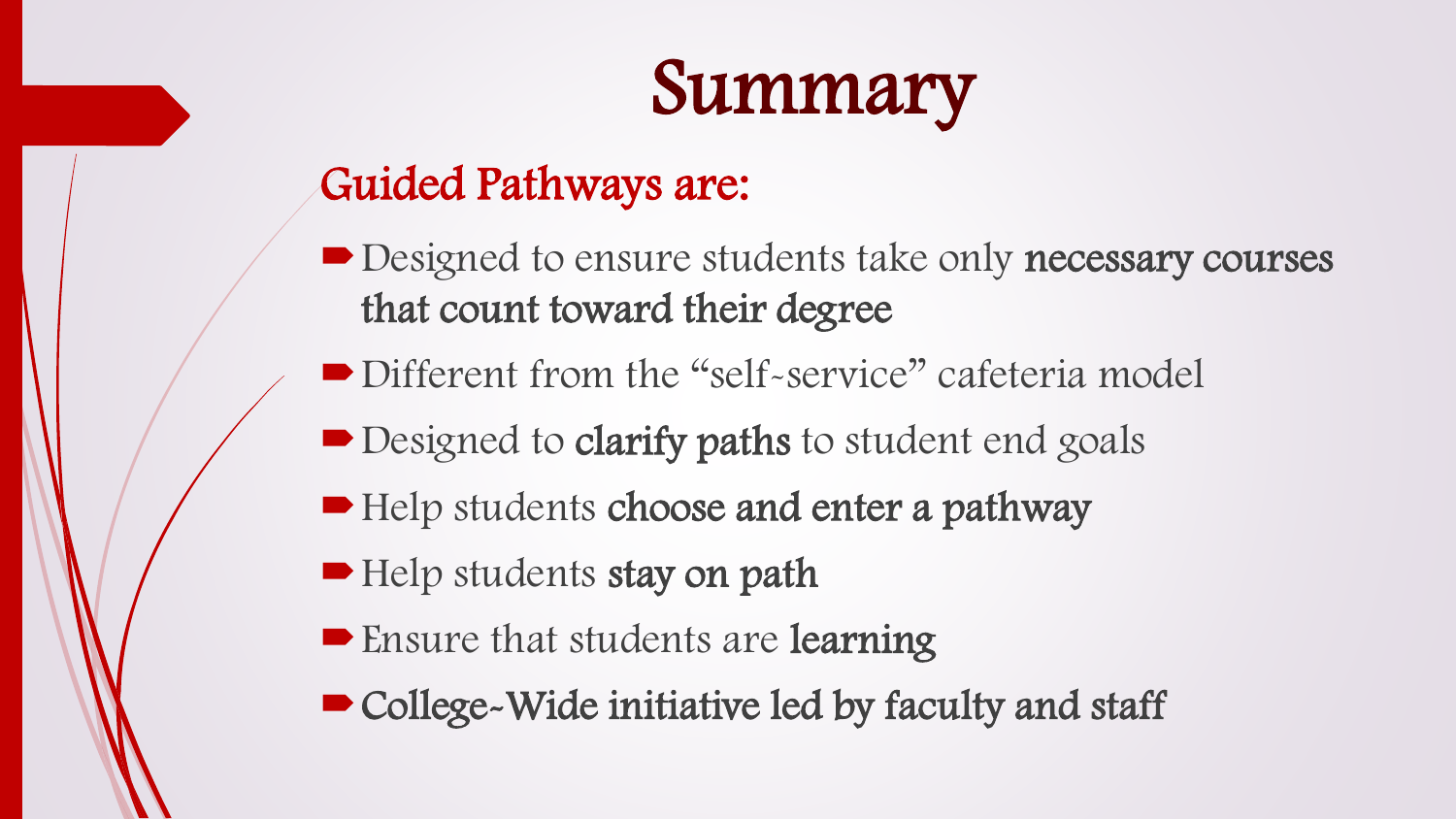# Summary

## Guided Pathways are:

- Designed to ensure students take only **necessary courses that count toward their degree**
- Different from the "self-service" cafeteria model
- Designed to **clarify paths** to student end goals
- Help students **choose and enter a pathway**
- Help students **stay on path**
- Ensure that students are **learning**
- **College-Wide initiative led by faculty and staff**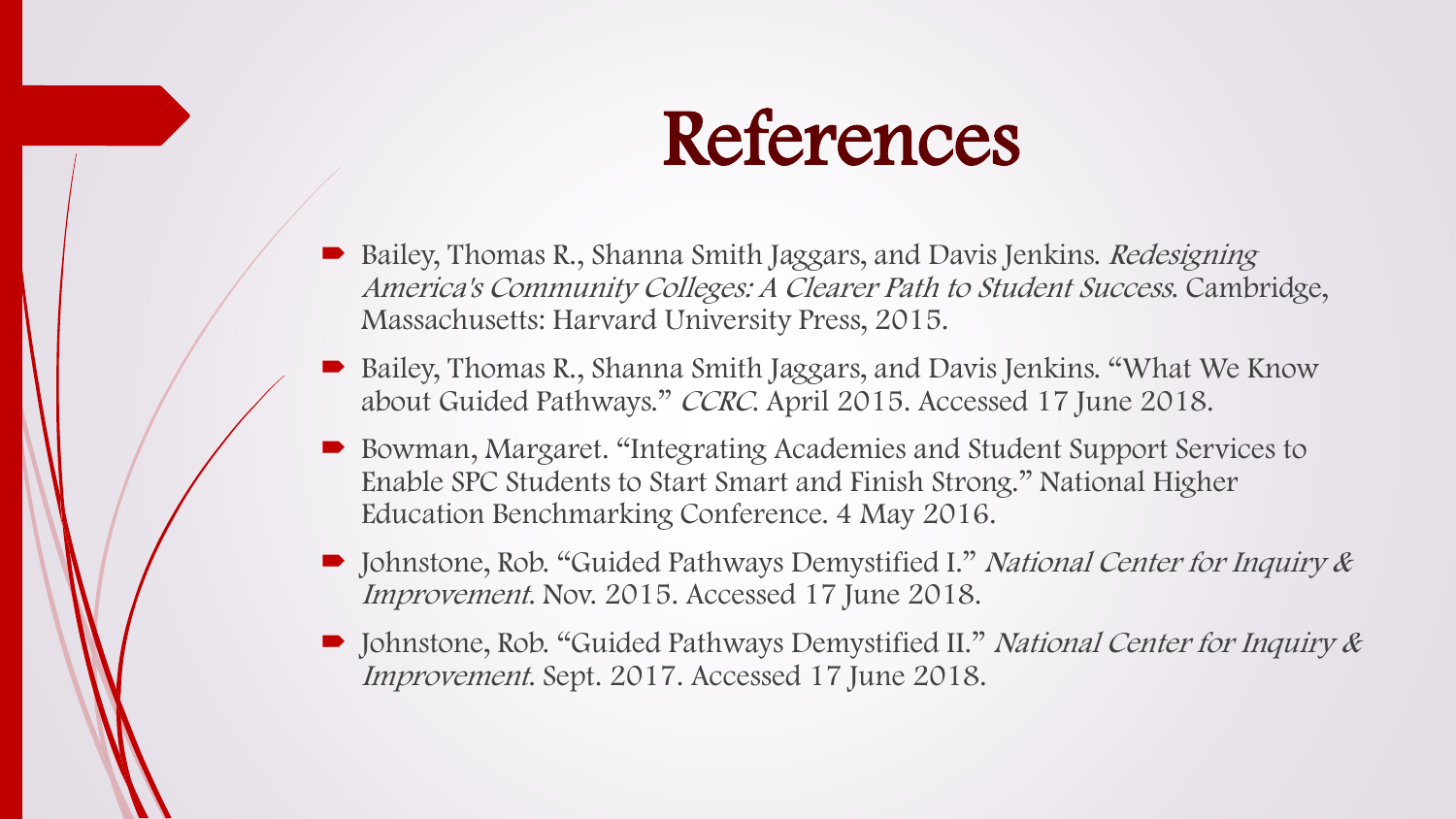# References

- Bailey, Thomas R., Shanna Smith Jaggars, and Davis Jenkins. *Redesigning America's Community Colleges: A Clearer Path to Student Success*. Cambridge, Massachusetts: Harvard University Press, 2015.
- Bailey, Thomas R., Shanna Smith Jaggars, and Davis Jenkins. "What We Know about Guided Pathways." *CCRC*. April 2015. Accessed 17 June 2018.
- Bowman, Margaret. "Integrating Academies and Student Support Services to Enable SPC Students to Start Smart and Finish Strong." National Higher Education Benchmarking Conference. 4 May 2016.
- Johnstone, Rob. "Guided Pathways Demystified I." *National Center for Inquiry & Improvement*. Nov. 2015. Accessed 17 June 2018.
- Johnstone, Rob. "Guided Pathways Demystified II." *National Center for Inquiry & Improvement*. Sept. 2017. Accessed 17 June 2018.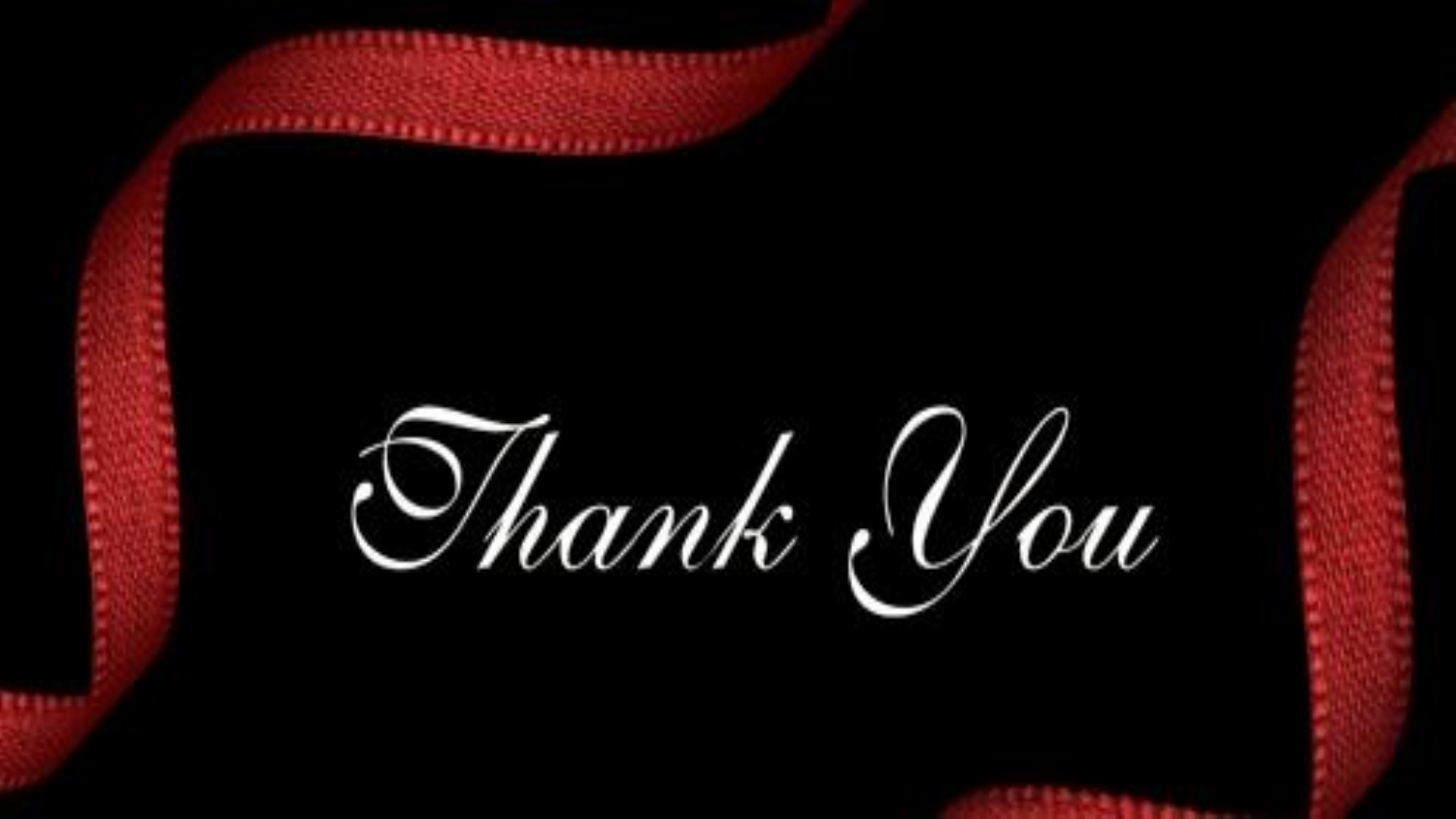Thank You